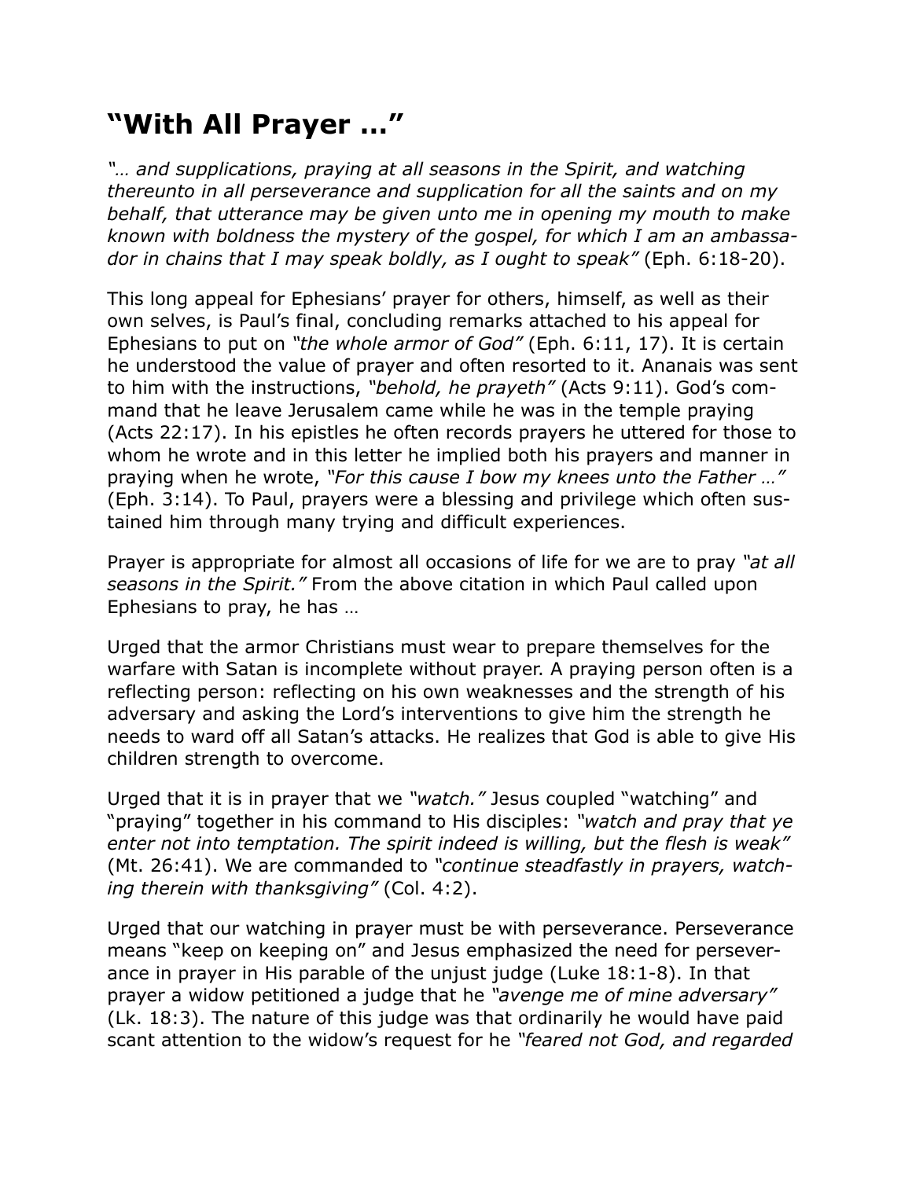# "With All Prayer …"

*"… and supplications, praying at all seasons in the Spirit, and watching thereunto in all perseverance and supplication for all the saints and on my behalf, that utterance may be given unto me in opening my mouth to make known with boldness the mystery of the gospel, for which I am an ambassador in chains that I may speak boldly, as I ought to speak"* (Eph. 6:18-20).

This long appeal for Ephesians' prayer for others, himself, as well as their own selves, is Paul's final, concluding remarks attached to his appeal for Ephesians to put on *"the whole armor of God"* (Eph. 6:11, 17). It is certain he understood the value of prayer and often resorted to it. Ananais was sent to him with the instructions, *"behold, he prayeth"* (Acts 9:11). God's command that he leave Jerusalem came while he was in the temple praying (Acts 22:17). In his epistles he often records prayers he uttered for those to whom he wrote and in this letter he implied both his prayers and manner in praying when he wrote, *"For this cause I bow my knees unto the Father …"* (Eph. 3:14). To Paul, prayers were a blessing and privilege which often sustained him through many trying and difficult experiences.

Prayer is appropriate for almost all occasions of life for we are to pray *"at all seasons in the Spirit."* From the above citation in which Paul called upon Ephesians to pray, he has …

Urged that the armor Christians must wear to prepare themselves for the warfare with Satan is incomplete without prayer. A praying person often is a reflecting person: reflecting on his own weaknesses and the strength of his adversary and asking the Lord's interventions to give him the strength he needs to ward off all Satan's attacks. He realizes that God is able to give His children strength to overcome.

Urged that it is in prayer that we *"watch."* Jesus coupled "watching" and "praying" together in his command to His disciples: *"watch and pray that ye enter not into temptation. The spirit indeed is willing, but the flesh is weak"* (Mt. 26:41). We are commanded to *"continue steadfastly in prayers, watching therein with thanksgiving"* (Col. 4:2).

Urged that our watching in prayer must be with perseverance. Perseverance means "keep on keeping on" and Jesus emphasized the need for perseverance in prayer in His parable of the unjust judge (Luke 18:1-8). In that prayer a widow petitioned a judge that he *"avenge me of mine adversary"* (Lk. 18:3). The nature of this judge was that ordinarily he would have paid scant attention to the widow's request for he *"feared not God, and regarded*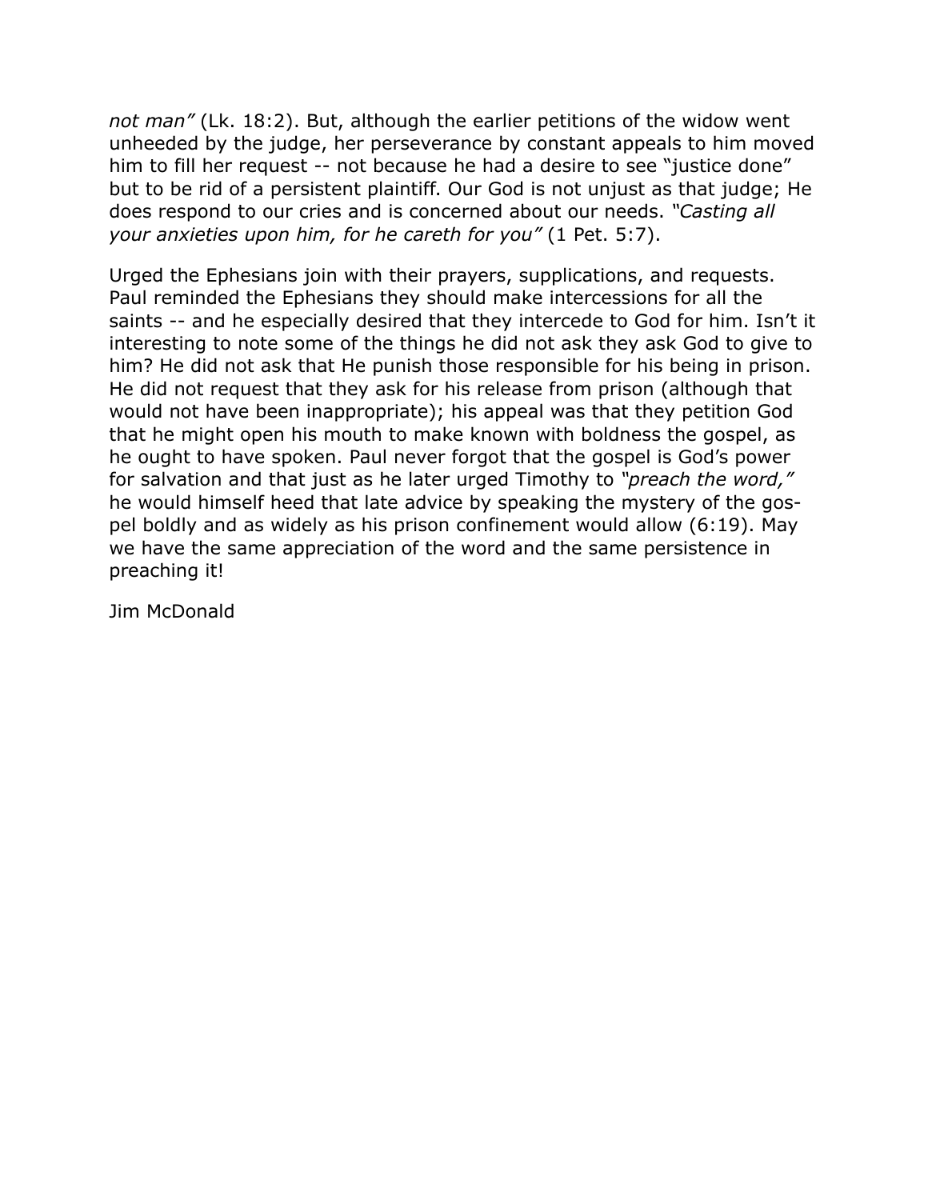*not man"* (Lk. 18:2). But, although the earlier petitions of the widow went unheeded by the judge, her perseverance by constant appeals to him moved him to fill her request -- not because he had a desire to see "justice done" but to be rid of a persistent plaintiff. Our God is not unjust as that judge; He does respond to our cries and is concerned about our needs. *"Casting all your anxieties upon him, for he careth for you"* (1 Pet. 5:7).

Urged the Ephesians join with their prayers, supplications, and requests. Paul reminded the Ephesians they should make intercessions for all the saints -- and he especially desired that they intercede to God for him. Isn't it interesting to note some of the things he did not ask they ask God to give to him? He did not ask that He punish those responsible for his being in prison. He did not request that they ask for his release from prison (although that would not have been inappropriate); his appeal was that they petition God that he might open his mouth to make known with boldness the gospel, as he ought to have spoken. Paul never forgot that the gospel is God's power for salvation and that just as he later urged Timothy to *"preach the word,"* he would himself heed that late advice by speaking the mystery of the gospel boldly and as widely as his prison confinement would allow (6:19). May we have the same appreciation of the word and the same persistence in preaching it!

Jim McDonald